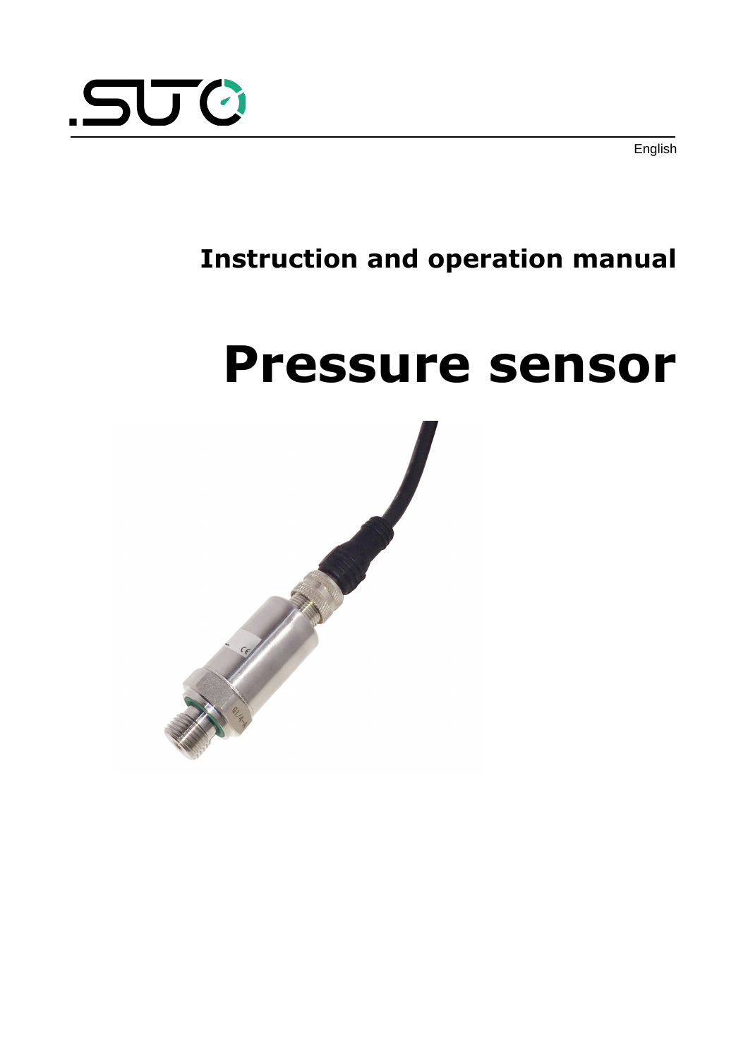English

**Instruction and operation manual**

# Pressure sensor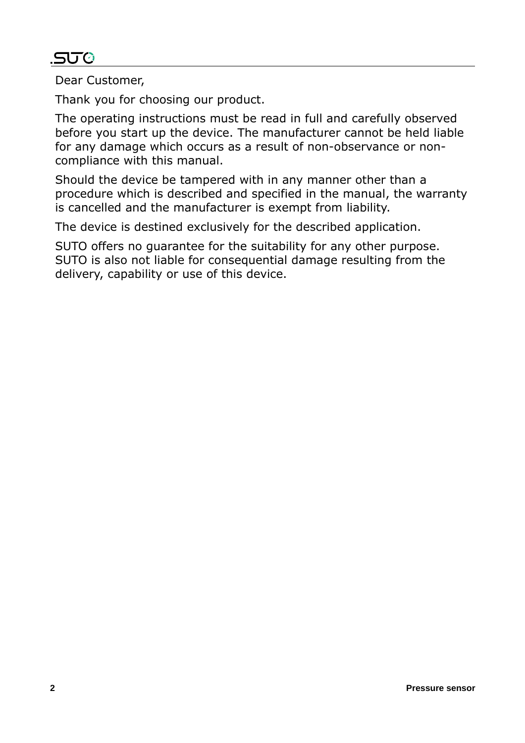Dear Customer,

Thank you for choosing our product.

The operating instructions must be read in full and carefully observed before you start up the device. The manufacturer cannot be held liable for any damage which occurs as a result of non-observance or non-compliance with this manual.

Should the device be tampered with in any manner other than a procedure which is described and specified in the manual, the warranty is cancelled and the manufacturer is exempt from liability.

The device is destined exclusively for the described application.

SUTO offers no guarantee for the suitability for any other purpose. SUTO is also not liable for consequential damage resulting from the delivery, capability or use of this device.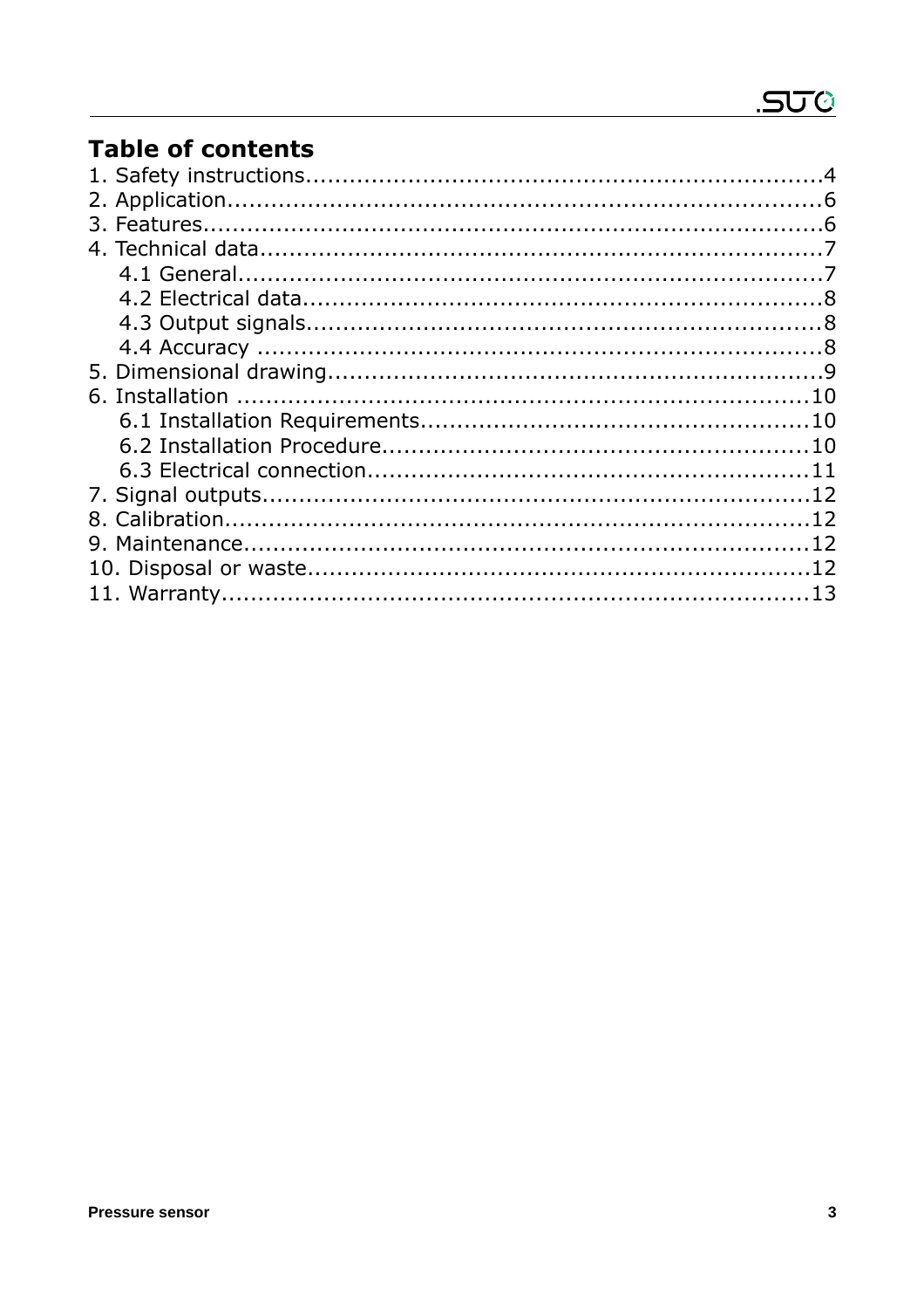# Table of contents

1. Safety instructions........................................................................4
2. Application..................................................................................6
3. Features.......................................................................................6
4. Technical data..............................................................................7
   - 4.1 General.................................................................................7
   - 4.2 Electrical data.......................................................................8
   - 4.3 Output signals.......................................................................8
   - 4.4 Accuracy ..............................................................................8
5. Dimensional drawing....................................................................9
6. Installation .................................................................................10
   - 6.1 Installation Requirements......................................................10
   - 6.2 Installation Procedure...........................................................10
   - 6.3 Electrical connection.............................................................11
7. Signal outputs............................................................................12
8. Calibration.................................................................................12
9. Maintenance..............................................................................12
10. Disposal or waste.....................................................................12
11. Warranty..................................................................................13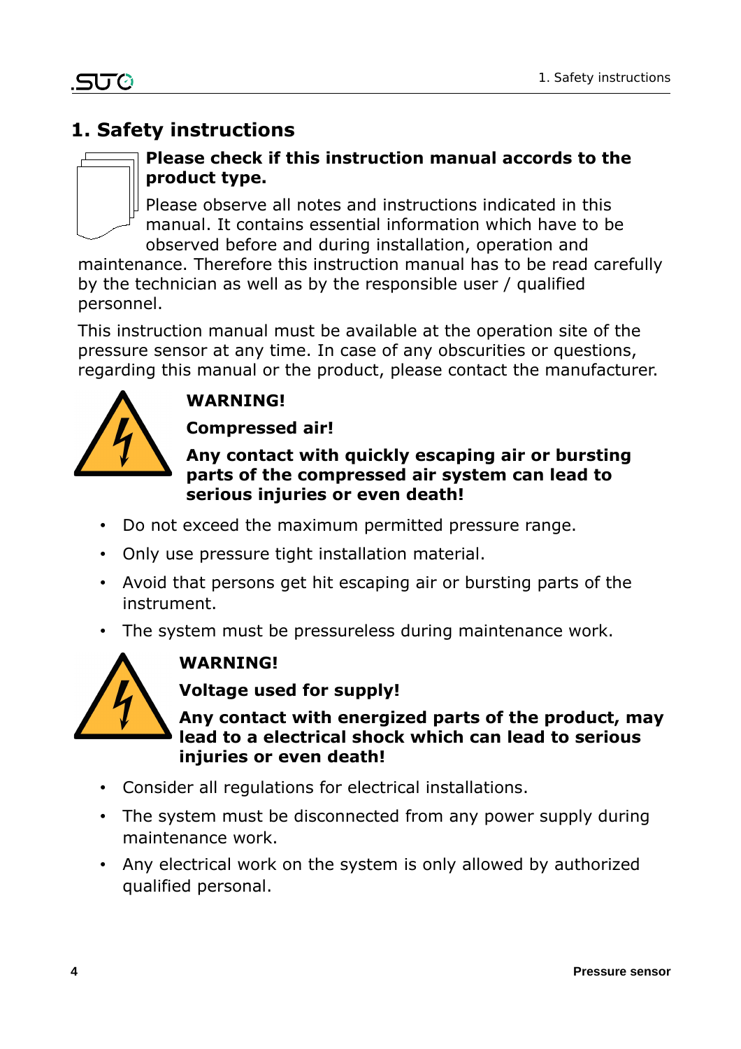# 1. Safety instructions

**Please check if this instruction manual accords to the product type.**

Please observe all notes and instructions indicated in this manual. It contains essential information which have to be observed before and during installation, operation and maintenance. Therefore this instruction manual has to be read carefully by the technician as well as by the responsible user / qualified personnel.

This instruction manual must be available at the operation site of the pressure sensor at any time. In case of any obscurities or questions, regarding this manual or the product, please contact the manufacturer.

**WARNING!**

**Compressed air!**

**Any contact with quickly escaping air or bursting parts of the compressed air system can lead to serious injuries or even death!**

- Do not exceed the maximum permitted pressure range.
- Only use pressure tight installation material.
- Avoid that persons get hit escaping air or bursting parts of the instrument.
- The system must be pressureless during maintenance work.

**WARNING!**

**Voltage used for supply!**

**Any contact with energized parts of the product, may lead to a electrical shock which can lead to serious injuries or even death!**

- Consider all regulations for electrical installations.
- The system must be disconnected from any power supply during maintenance work.
- Any electrical work on the system is only allowed by authorized qualified personal.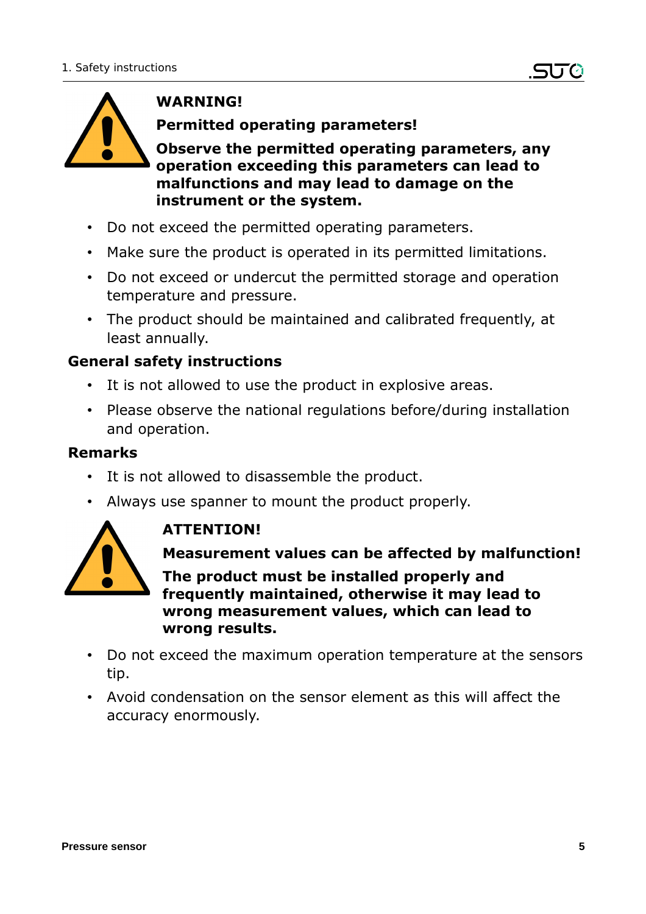**WARNING!**

**Permitted operating parameters!**

**Observe the permitted operating parameters, any operation exceeding this parameters can lead to malfunctions and may lead to damage on the instrument or the system.**

- Do not exceed the permitted operating parameters.
- Make sure the product is operated in its permitted limitations.
- Do not exceed or undercut the permitted storage and operation temperature and pressure.
- The product should be maintained and calibrated frequently, at least annually.

### General safety instructions

- It is not allowed to use the product in explosive areas.
- Please observe the national regulations before/during installation and operation.

### Remarks

- It is not allowed to disassemble the product.
- Always use spanner to mount the product properly.

**ATTENTION!**

**Measurement values can be affected by malfunction!**

**The product must be installed properly and frequently maintained, otherwise it may lead to wrong measurement values, which can lead to wrong results.**

- Do not exceed the maximum operation temperature at the sensors tip.
- Avoid condensation on the sensor element as this will affect the accuracy enormously.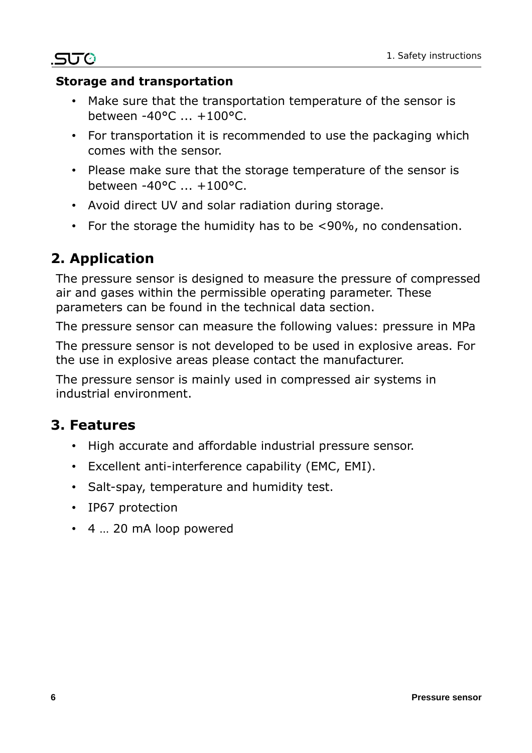### Storage and transportation

- Make sure that the transportation temperature of the sensor is between -40°C ... +100°C.
- For transportation it is recommended to use the packaging which comes with the sensor.
- Please make sure that the storage temperature of the sensor is between -40°C ... +100°C.
- Avoid direct UV and solar radiation during storage.
- For the storage the humidity has to be <90%, no condensation.

## 2. Application

The pressure sensor is designed to measure the pressure of compressed air and gases within the permissible operating parameter. These parameters can be found in the technical data section.

The pressure sensor can measure the following values: pressure in MPa

The pressure sensor is not developed to be used in explosive areas. For the use in explosive areas please contact the manufacturer.

The pressure sensor is mainly used in compressed air systems in industrial environment.

## 3. Features

- High accurate and affordable industrial pressure sensor.
- Excellent anti-interference capability (EMC, EMI).
- Salt-spay, temperature and humidity test.
- IP67 protection
- 4 … 20 mA loop powered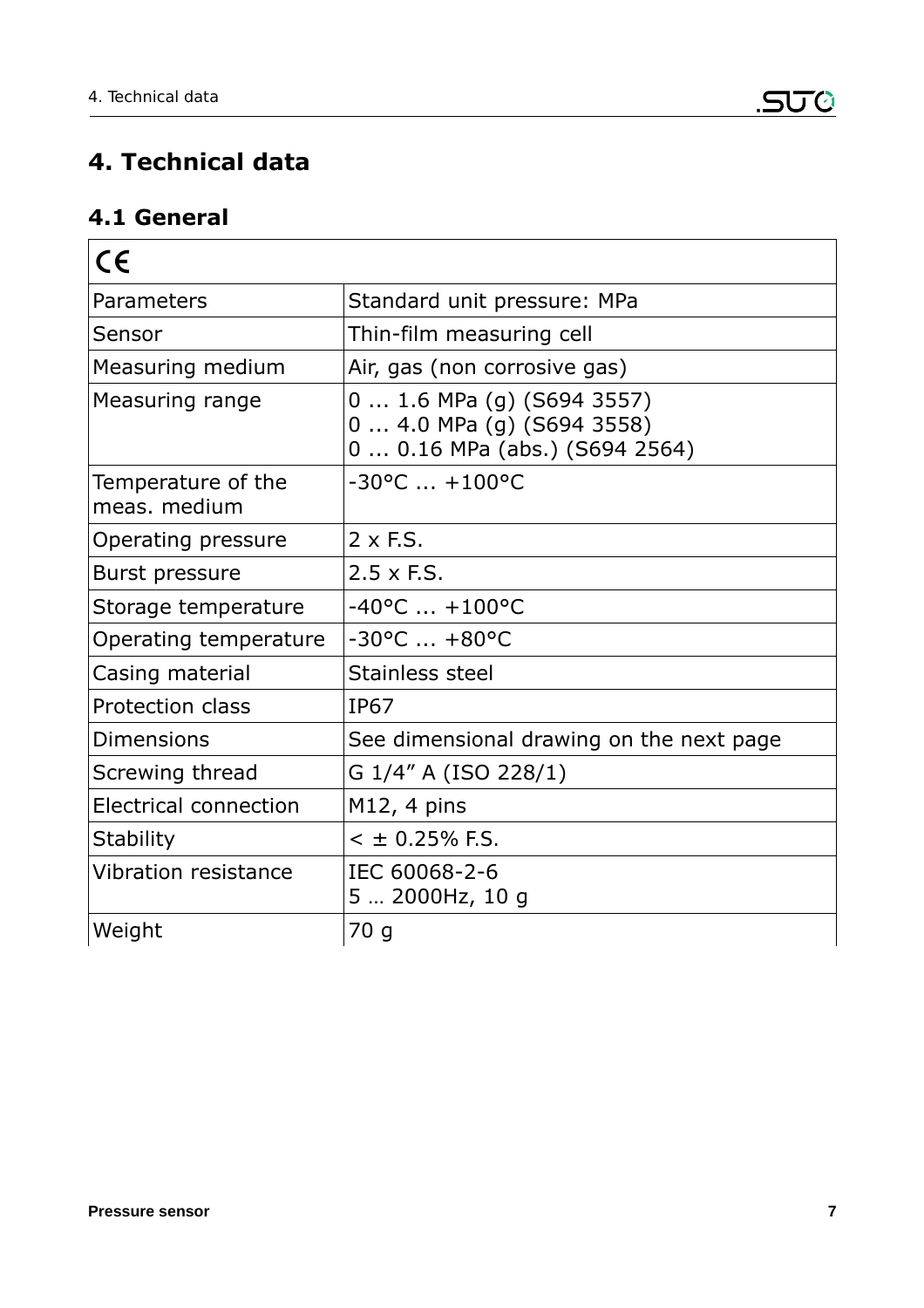# 4. Technical data

## 4.1 General

| CE | |
|---|---|
| Parameters | Standard unit pressure: MPa |
| Sensor | Thin-film measuring cell |
| Measuring medium | Air, gas (non corrosive gas) |
| Measuring range | 0 ... 1.6 MPa (g) (S694 3557)<br>0 ... 4.0 MPa (g) (S694 3558)<br>0 ... 0.16 MPa (abs.) (S694 2564) |
| Temperature of the meas. medium | -30°C ... +100°C |
| Operating pressure | 2 x F.S. |
| Burst pressure | 2.5 x F.S. |
| Storage temperature | -40°C ... +100°C |
| Operating temperature | -30°C ... +80°C |
| Casing material | Stainless steel |
| Protection class | IP67 |
| Dimensions | See dimensional drawing on the next page |
| Screwing thread | G 1/4" A (ISO 228/1) |
| Electrical connection | M12, 4 pins |
| Stability | < ± 0.25% F.S. |
| Vibration resistance | IEC 60068-2-6<br>5 … 2000Hz, 10 g |
| Weight | 70 g |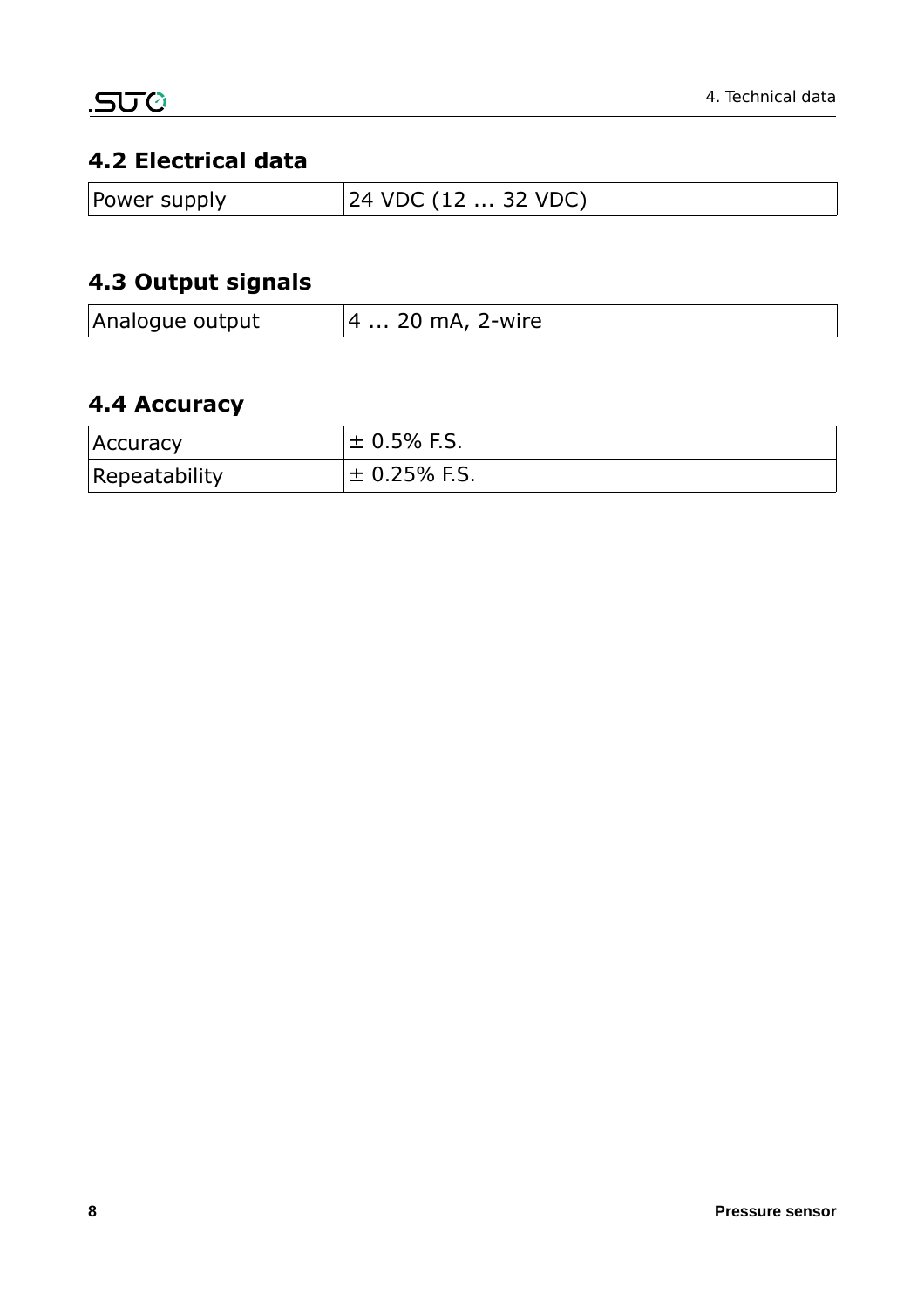## 4.2 Electrical data

| Power supply | 24 VDC (12 ... 32 VDC) |
|---|---|

## 4.3 Output signals

| Analogue output | 4 ... 20 mA, 2-wire |
|---|---|

## 4.4 Accuracy

| Accuracy | ± 0.5% F.S. |
|---|---|
| Repeatability | ± 0.25% F.S. |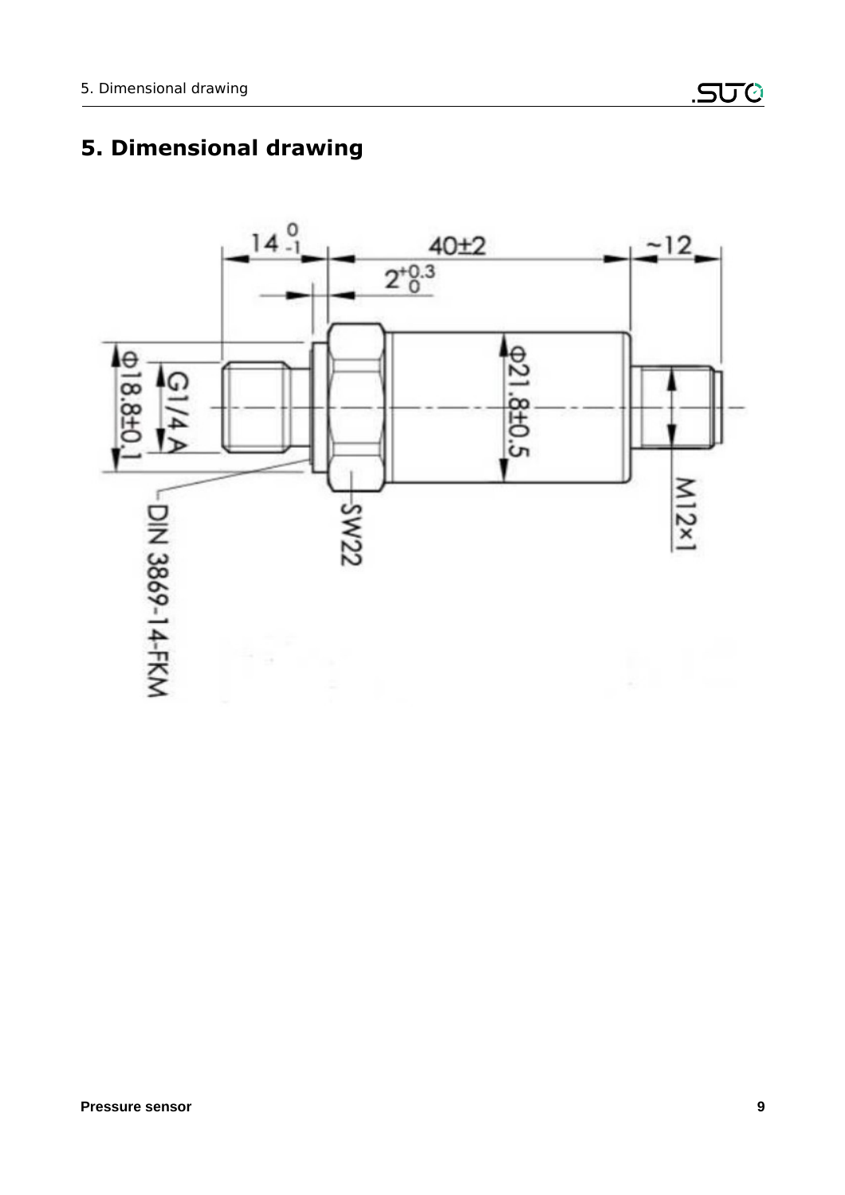# 5. Dimensional drawing

14 $^{0}_{-1}$

40±2

~12

2 $^{+0.3}_{0}$

Φ18.8±0.1

G1/4 A

Φ21.8±0.5

M12×1

SW22

DIN 3869-14-FKM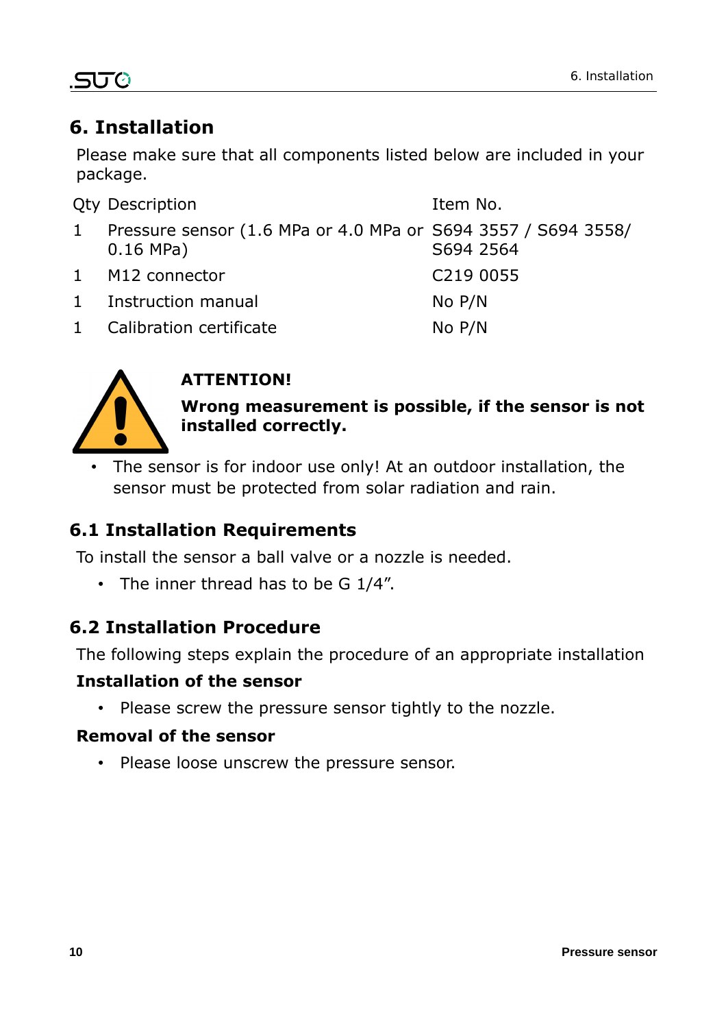# 6. Installation

Please make sure that all components listed below are included in your package.

| Qty | Description | Item No. |
|---|---|---|
| 1 | Pressure sensor (1.6 MPa or 4.0 MPa or 0.16 MPa) | S694 3557 / S694 3558/ S694 2564 |
| 1 | M12 connector | C219 0055 |
| 1 | Instruction manual | No P/N |
| 1 | Calibration certificate | No P/N |

**ATTENTION!**

**Wrong measurement is possible, if the sensor is not installed correctly.**

- The sensor is for indoor use only! At an outdoor installation, the sensor must be protected from solar radiation and rain.

## 6.1 Installation Requirements

To install the sensor a ball valve or a nozzle is needed.

- The inner thread has to be G 1/4".

## 6.2 Installation Procedure

The following steps explain the procedure of an appropriate installation

**Installation of the sensor**

- Please screw the pressure sensor tightly to the nozzle.

**Removal of the sensor**

- Please loose unscrew the pressure sensor.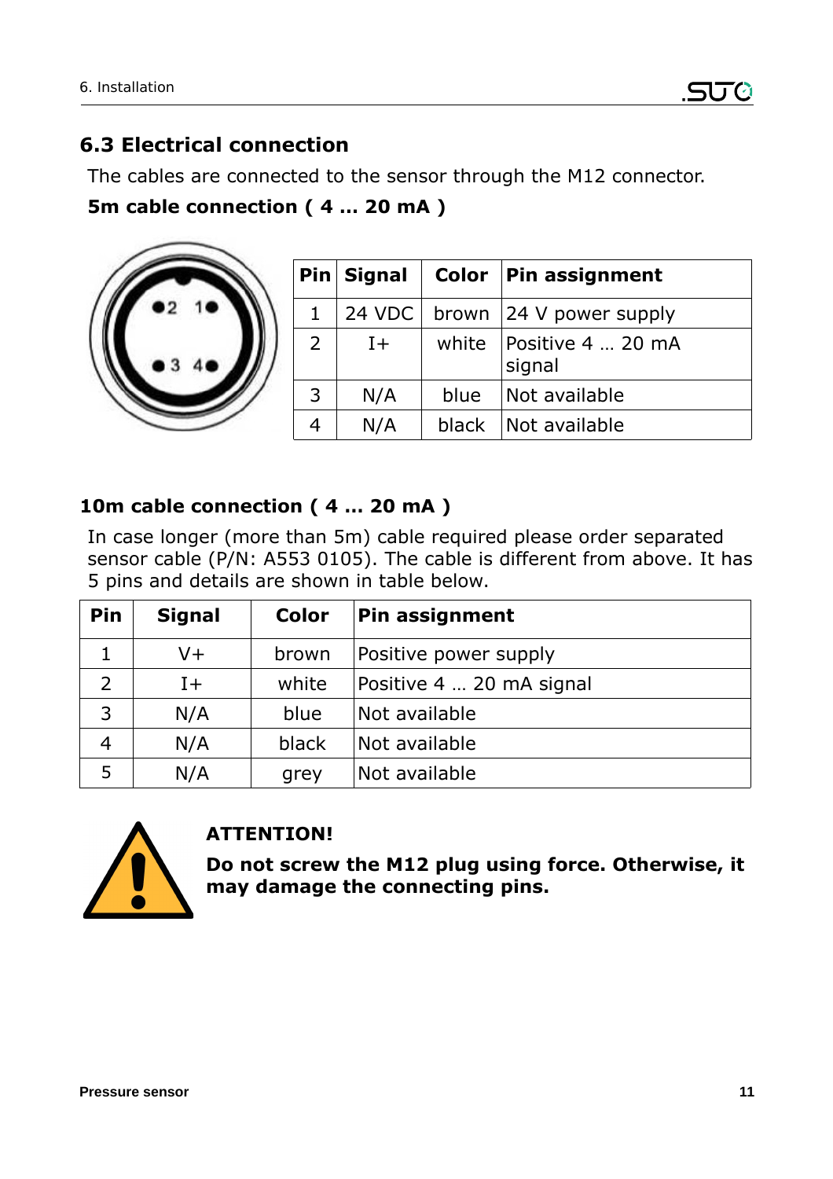## 6.3 Electrical connection

The cables are connected to the sensor through the M12 connector.

**5m cable connection ( 4 … 20 mA )**

| Pin | Signal | Color | Pin assignment |
|---|---|---|---|
| 1 | 24 VDC | brown | 24 V power supply |
| 2 | I+ | white | Positive 4 … 20 mA signal |
| 3 | N/A | blue | Not available |
| 4 | N/A | black | Not available |

**10m cable connection ( 4 … 20 mA )**

In case longer (more than 5m) cable required please order separated sensor cable (P/N: A553 0105). The cable is different from above. It has 5 pins and details are shown in table below.

| Pin | Signal | Color | Pin assignment |
|---|---|---|---|
| 1 | V+ | brown | Positive power supply |
| 2 | I+ | white | Positive 4 … 20 mA signal |
| 3 | N/A | blue | Not available |
| 4 | N/A | black | Not available |
| 5 | N/A | grey | Not available |

**ATTENTION!**

**Do not screw the M12 plug using force. Otherwise, it may damage the connecting pins.**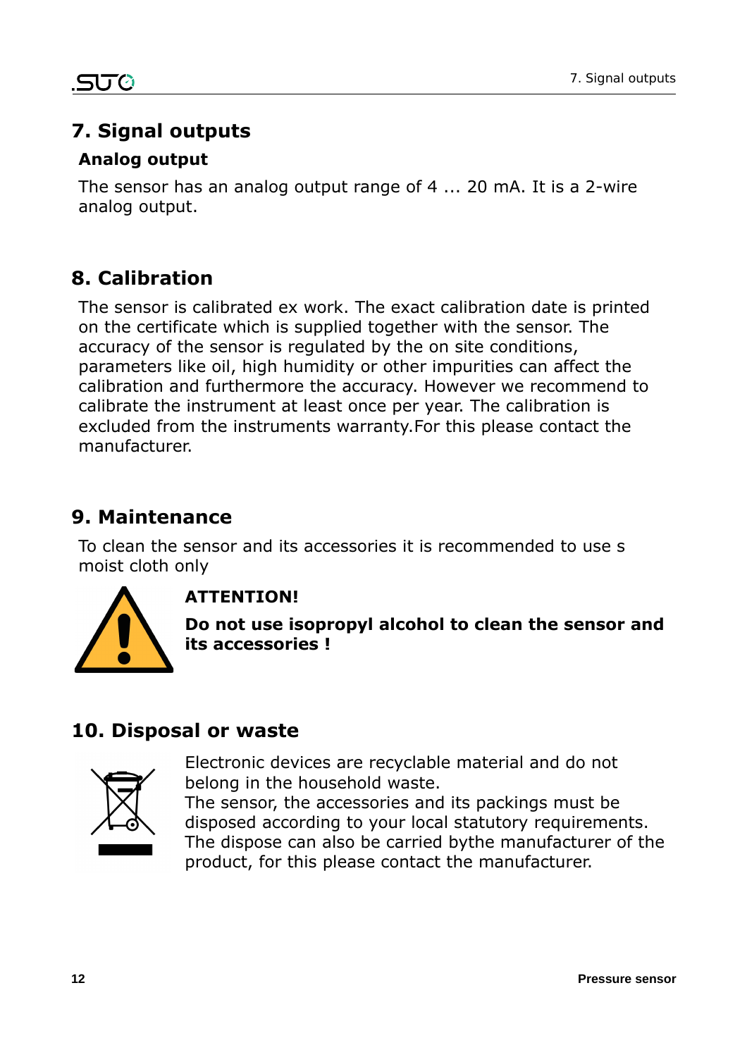# 7. Signal outputs

## Analog output

The sensor has an analog output range of 4 ... 20 mA. It is a 2-wire analog output.

# 8. Calibration

The sensor is calibrated ex work. The exact calibration date is printed on the certificate which is supplied together with the sensor. The accuracy of the sensor is regulated by the on site conditions, parameters like oil, high humidity or other impurities can affect the calibration and furthermore the accuracy. However we recommend to calibrate the instrument at least once per year. The calibration is excluded from the instruments warranty.For this please contact the manufacturer.

# 9. Maintenance

To clean the sensor and its accessories it is recommended to use s moist cloth only

**ATTENTION!**

**Do not use isopropyl alcohol to clean the sensor and its accessories !**

# 10. Disposal or waste

Electronic devices are recyclable material and do not belong in the household waste.
The sensor, the accessories and its packings must be disposed according to your local statutory requirements.
The dispose can also be carried bythe manufacturer of the product, for this please contact the manufacturer.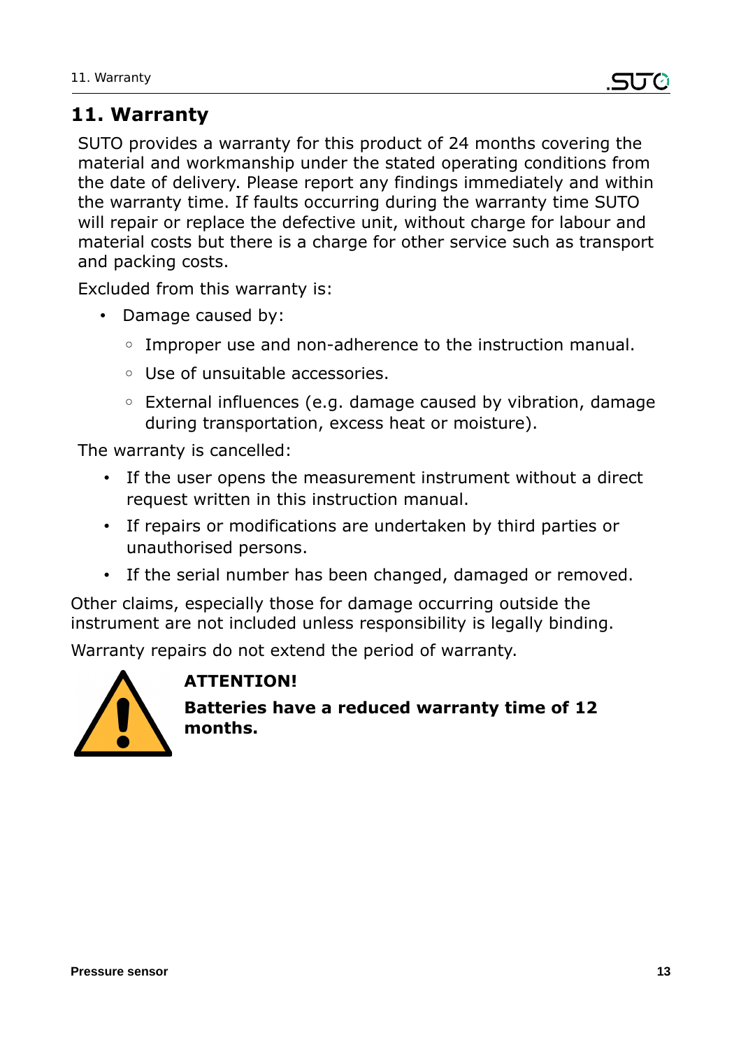# 11. Warranty

SUTO provides a warranty for this product of 24 months covering the material and workmanship under the stated operating conditions from the date of delivery. Please report any findings immediately and within the warranty time. If faults occurring during the warranty time SUTO will repair or replace the defective unit, without charge for labour and material costs but there is a charge for other service such as transport and packing costs.

Excluded from this warranty is:

- Damage caused by:
  - Improper use and non-adherence to the instruction manual.
  - Use of unsuitable accessories.
  - External influences (e.g. damage caused by vibration, damage during transportation, excess heat or moisture).

The warranty is cancelled:

- If the user opens the measurement instrument without a direct request written in this instruction manual.
- If repairs or modifications are undertaken by third parties or unauthorised persons.
- If the serial number has been changed, damaged or removed.

Other claims, especially those for damage occurring outside the instrument are not included unless responsibility is legally binding.

Warranty repairs do not extend the period of warranty.

**ATTENTION!**

**Batteries have a reduced warranty time of 12 months.**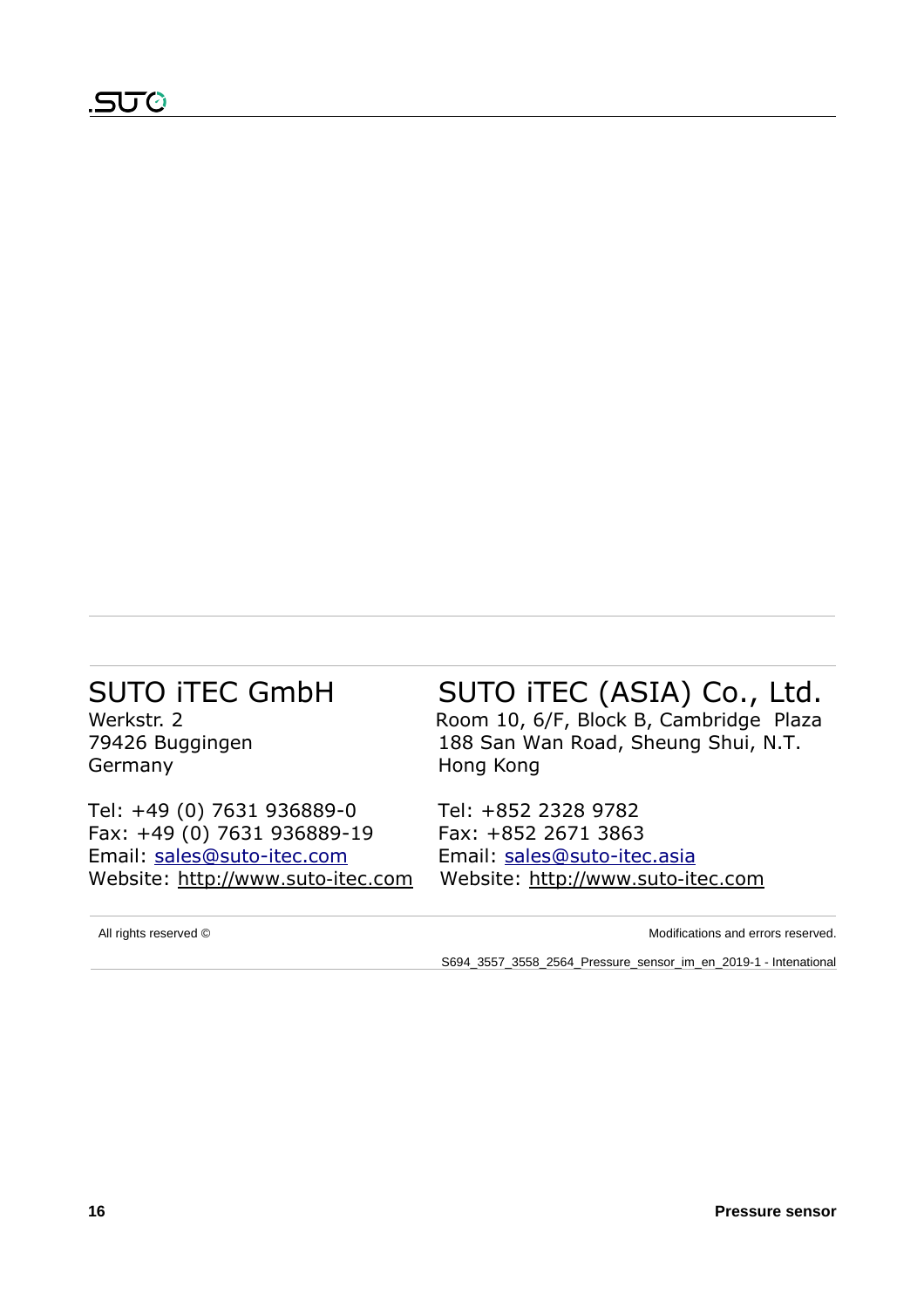## SUTO iTEC GmbH

Werkstr. 2
79426 Buggingen
Germany

Tel: +49 (0) 7631 936889-0
Fax: +49 (0) 7631 936889-19
Email: sales@suto-itec.com
Website: http://www.suto-itec.com

## SUTO iTEC (ASIA) Co., Ltd.

Room 10, 6/F, Block B, Cambridge Plaza
188 San Wan Road, Sheung Shui, N.T.
Hong Kong

Tel: +852 2328 9782
Fax: +852 2671 3863
Email: sales@suto-itec.asia
Website: http://www.suto-itec.com

All rights reserved ©

Modifications and errors reserved.

S694_3557_3558_2564_Pressure_sensor_im_en_2019-1 - Intenational